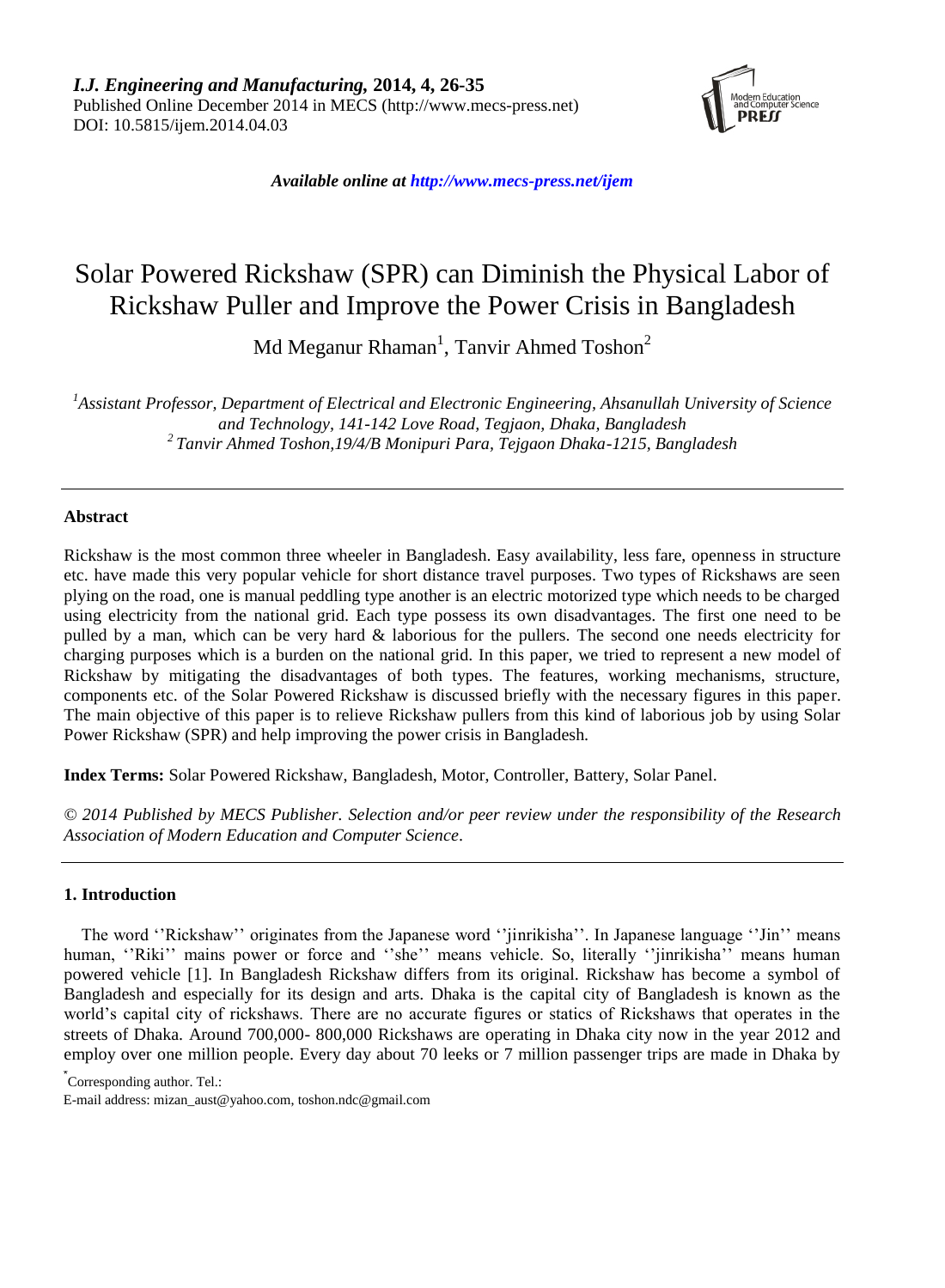*I.J. Engineering and Manufacturing,* **2014, 4, 26-35**
Published Online December 2014 in MECS (http://www.mecs-press.net)
DOI: 10.5815/ijem.2014.04.03

*Available online at http://www.mecs-press.net/ijem*

# Solar Powered Rickshaw (SPR) can Diminish the Physical Labor of Rickshaw Puller and Improve the Power Crisis in Bangladesh

Md Meganur Rhaman[1], Tanvir Ahmed Toshon[2]

[1]*Assistant Professor, Department of Electrical and Electronic Engineering, Ahsanullah University of Science and Technology, 141-142 Love Road, Tegjaon, Dhaka, Bangladesh*
[2]*Tanvir Ahmed Toshon,19/4/B Monipuri Para, Tejgaon Dhaka-1215, Bangladesh*

---

## Abstract

Rickshaw is the most common three wheeler in Bangladesh. Easy availability, less fare, openness in structure etc. have made this very popular vehicle for short distance travel purposes. Two types of Rickshaws are seen plying on the road, one is manual peddling type another is an electric motorized type which needs to be charged using electricity from the national grid. Each type possess its own disadvantages. The first one need to be pulled by a man, which can be very hard & laborious for the pullers. The second one needs electricity for charging purposes which is a burden on the national grid. In this paper, we tried to represent a new model of Rickshaw by mitigating the disadvantages of both types. The features, working mechanisms, structure, components etc. of the Solar Powered Rickshaw is discussed briefly with the necessary figures in this paper. The main objective of this paper is to relieve Rickshaw pullers from this kind of laborious job by using Solar Power Rickshaw (SPR) and help improving the power crisis in Bangladesh.

**Index Terms:** Solar Powered Rickshaw, Bangladesh, Motor, Controller, Battery, Solar Panel.

*© 2014 Published by MECS Publisher. Selection and/or peer review under the responsibility of the Research Association of Modern Education and Computer Science.*

---

## 1. Introduction

The word ''Rickshaw'' originates from the Japanese word ''jinrikisha''. In Japanese language ''Jin'' means human, ''Riki'' mains power or force and ''she'' means vehicle. So, literally ''jinrikisha'' means human powered vehicle [1]. In Bangladesh Rickshaw differs from its original. Rickshaw has become a symbol of Bangladesh and especially for its design and arts. Dhaka is the capital city of Bangladesh is known as the world's capital city of rickshaws. There are no accurate figures or statics of Rickshaws that operates in the streets of Dhaka. Around 700,000- 800,000 Rickshaws are operating in Dhaka city now in the year 2012 and employ over one million people. Every day about 70 leeks or 7 million passenger trips are made in Dhaka by

*Corresponding author. Tel.:
E-mail address: mizan_aust@yahoo.com, toshon.ndc@gmail.com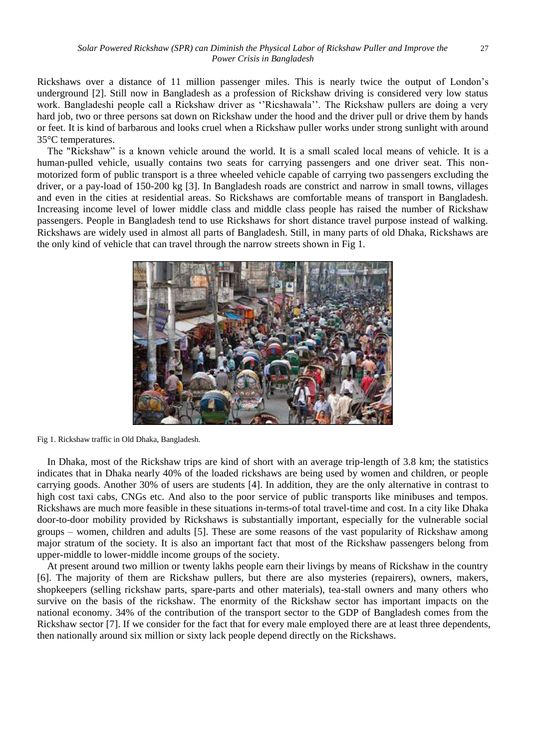Rickshaws over a distance of 11 million passenger miles. This is nearly twice the output of London's underground [2]. Still now in Bangladesh as a profession of Rickshaw driving is considered very low status work. Bangladeshi people call a Rickshaw driver as ''Ricshawala''. The Rickshaw pullers are doing a very hard job, two or three persons sat down on Rickshaw under the hood and the driver pull or drive them by hands or feet. It is kind of barbarous and looks cruel when a Rickshaw puller works under strong sunlight with around 35°C temperatures.

The "Rickshaw" is a known vehicle around the world. It is a small scaled local means of vehicle. It is a human-pulled vehicle, usually contains two seats for carrying passengers and one driver seat. This non-motorized form of public transport is a three wheeled vehicle capable of carrying two passengers excluding the driver, or a pay-load of 150-200 kg [3]. In Bangladesh roads are constrict and narrow in small towns, villages and even in the cities at residential areas. So Rickshaws are comfortable means of transport in Bangladesh. Increasing income level of lower middle class and middle class people has raised the number of Rickshaw passengers. People in Bangladesh tend to use Rickshaws for short distance travel purpose instead of walking. Rickshaws are widely used in almost all parts of Bangladesh. Still, in many parts of old Dhaka, Rickshaws are the only kind of vehicle that can travel through the narrow streets shown in Fig 1.

Fig 1. Rickshaw traffic in Old Dhaka, Bangladesh.

In Dhaka, most of the Rickshaw trips are kind of short with an average trip-length of 3.8 km; the statistics indicates that in Dhaka nearly 40% of the loaded rickshaws are being used by women and children, or people carrying goods. Another 30% of users are students [4]. In addition, they are the only alternative in contrast to high cost taxi cabs, CNGs etc. And also to the poor service of public transports like minibuses and tempos. Rickshaws are much more feasible in these situations in-terms-of total travel-time and cost. In a city like Dhaka door-to-door mobility provided by Rickshaws is substantially important, especially for the vulnerable social groups – women, children and adults [5]. These are some reasons of the vast popularity of Rickshaw among major stratum of the society. It is also an important fact that most of the Rickshaw passengers belong from upper-middle to lower-middle income groups of the society.

At present around two million or twenty lakhs people earn their livings by means of Rickshaw in the country [6]. The majority of them are Rickshaw pullers, but there are also mysteries (repairers), owners, makers, shopkeepers (selling rickshaw parts, spare-parts and other materials), tea-stall owners and many others who survive on the basis of the rickshaw. The enormity of the Rickshaw sector has important impacts on the national economy. 34% of the contribution of the transport sector to the GDP of Bangladesh comes from the Rickshaw sector [7]. If we consider for the fact that for every male employed there are at least three dependents, then nationally around six million or sixty lack people depend directly on the Rickshaws.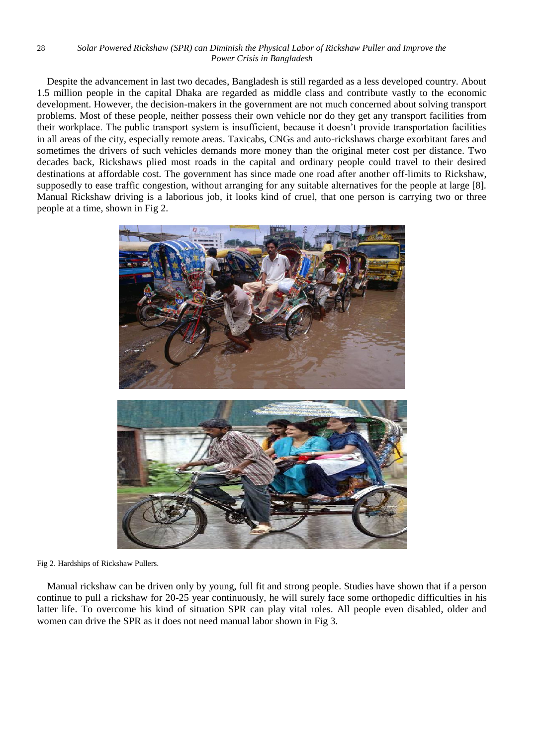Despite the advancement in last two decades, Bangladesh is still regarded as a less developed country. About 1.5 million people in the capital Dhaka are regarded as middle class and contribute vastly to the economic development. However, the decision-makers in the government are not much concerned about solving transport problems. Most of these people, neither possess their own vehicle nor do they get any transport facilities from their workplace. The public transport system is insufficient, because it doesn't provide transportation facilities in all areas of the city, especially remote areas. Taxicabs, CNGs and auto-rickshaws charge exorbitant fares and sometimes the drivers of such vehicles demands more money than the original meter cost per distance. Two decades back, Rickshaws plied most roads in the capital and ordinary people could travel to their desired destinations at affordable cost. The government has since made one road after another off-limits to Rickshaw, supposedly to ease traffic congestion, without arranging for any suitable alternatives for the people at large [8]. Manual Rickshaw driving is a laborious job, it looks kind of cruel, that one person is carrying two or three people at a time, shown in Fig 2.

Fig 2. Hardships of Rickshaw Pullers.

Manual rickshaw can be driven only by young, full fit and strong people. Studies have shown that if a person continue to pull a rickshaw for 20-25 year continuously, he will surely face some orthopedic difficulties in his latter life. To overcome his kind of situation SPR can play vital roles. All people even disabled, older and women can drive the SPR as it does not need manual labor shown in Fig 3.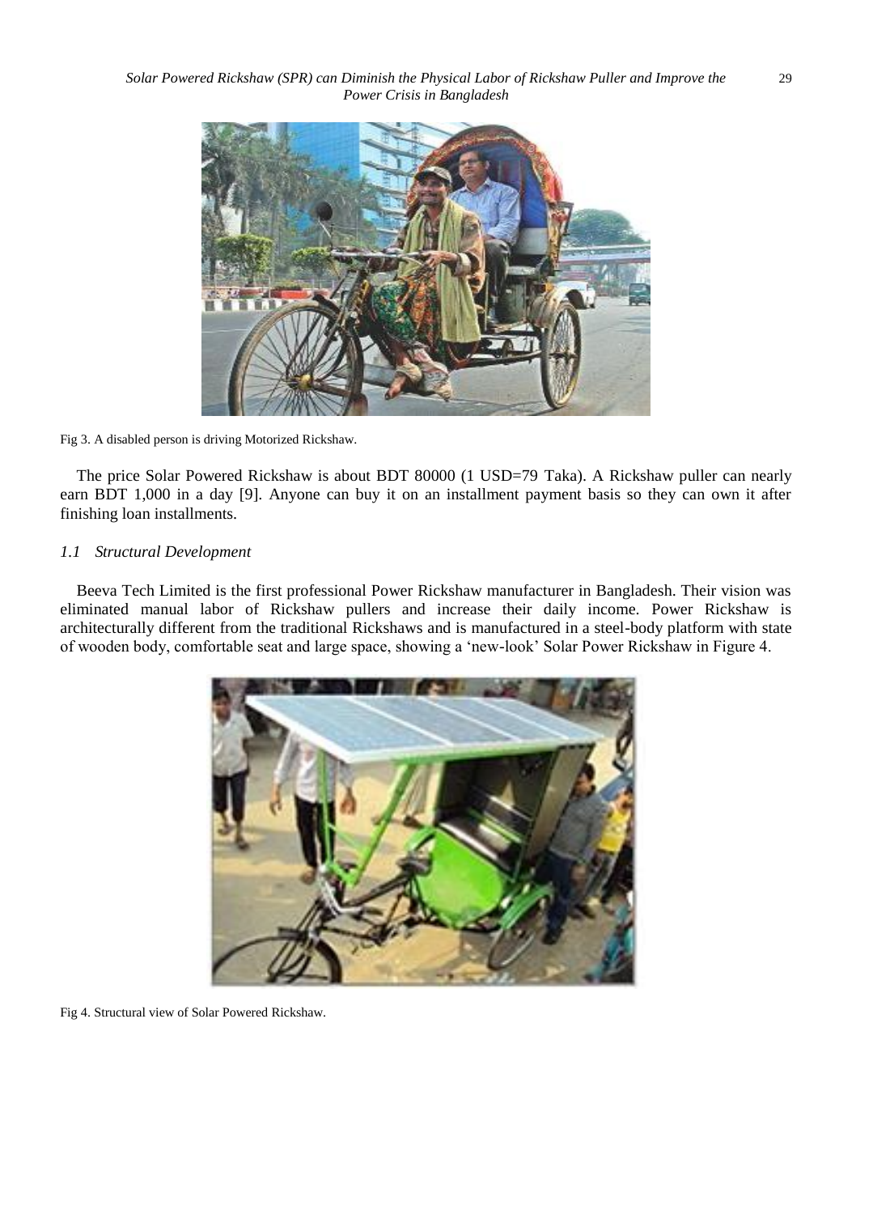Fig 3. A disabled person is driving Motorized Rickshaw.

The price Solar Powered Rickshaw is about BDT 80000 (1 USD=79 Taka). A Rickshaw puller can nearly earn BDT 1,000 in a day [9]. Anyone can buy it on an installment payment basis so they can own it after finishing loan installments.

### *1.1 Structural Development*

Beeva Tech Limited is the first professional Power Rickshaw manufacturer in Bangladesh. Their vision was eliminated manual labor of Rickshaw pullers and increase their daily income. Power Rickshaw is architecturally different from the traditional Rickshaws and is manufactured in a steel-body platform with state of wooden body, comfortable seat and large space, showing a 'new-look' Solar Power Rickshaw in Figure 4.

Fig 4. Structural view of Solar Powered Rickshaw.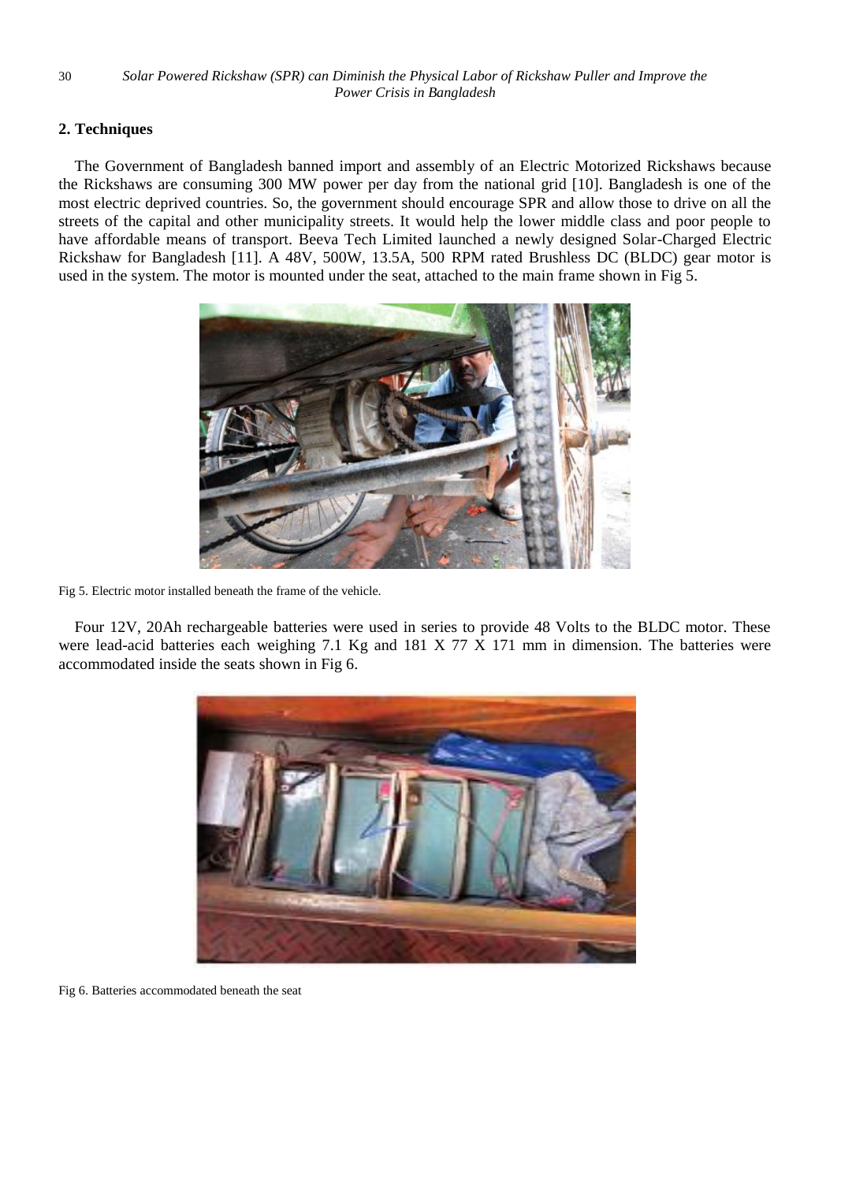## 2. Techniques

The Government of Bangladesh banned import and assembly of an Electric Motorized Rickshaws because the Rickshaws are consuming 300 MW power per day from the national grid [10]. Bangladesh is one of the most electric deprived countries. So, the government should encourage SPR and allow those to drive on all the streets of the capital and other municipality streets. It would help the lower middle class and poor people to have affordable means of transport. Beeva Tech Limited launched a newly designed Solar-Charged Electric Rickshaw for Bangladesh [11]. A 48V, 500W, 13.5A, 500 RPM rated Brushless DC (BLDC) gear motor is used in the system. The motor is mounted under the seat, attached to the main frame shown in Fig 5.

Fig 5. Electric motor installed beneath the frame of the vehicle.

Four 12V, 20Ah rechargeable batteries were used in series to provide 48 Volts to the BLDC motor. These were lead-acid batteries each weighing 7.1 Kg and 181 X 77 X 171 mm in dimension. The batteries were accommodated inside the seats shown in Fig 6.

Fig 6. Batteries accommodated beneath the seat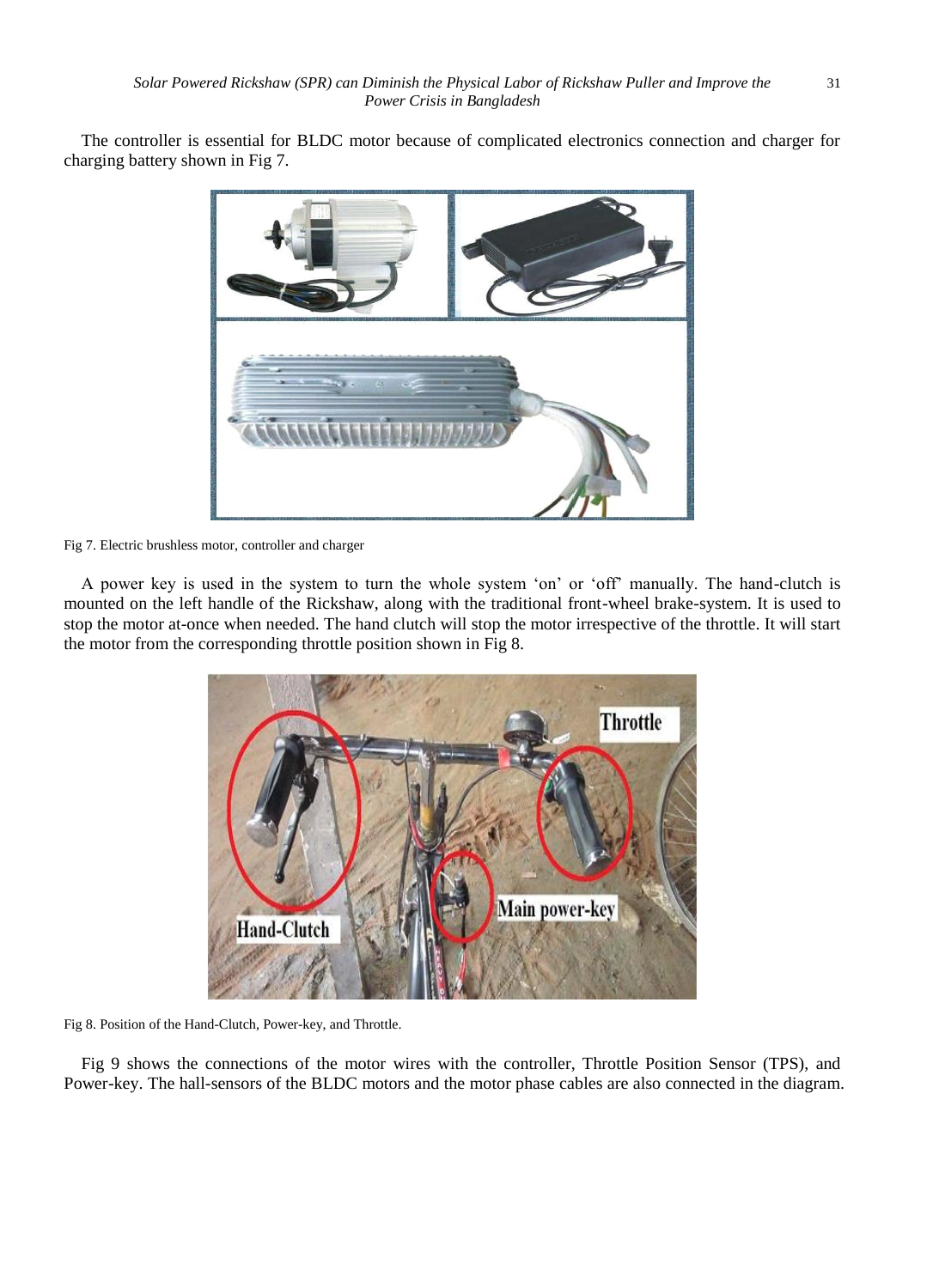The controller is essential for BLDC motor because of complicated electronics connection and charger for charging battery shown in Fig 7.

Fig 7. Electric brushless motor, controller and charger

A power key is used in the system to turn the whole system 'on' or 'off' manually. The hand-clutch is mounted on the left handle of the Rickshaw, along with the traditional front-wheel brake-system. It is used to stop the motor at-once when needed. The hand clutch will stop the motor irrespective of the throttle. It will start the motor from the corresponding throttle position shown in Fig 8.

Fig 8. Position of the Hand-Clutch, Power-key, and Throttle.

Fig 9 shows the connections of the motor wires with the controller, Throttle Position Sensor (TPS), and Power-key. The hall-sensors of the BLDC motors and the motor phase cables are also connected in the diagram.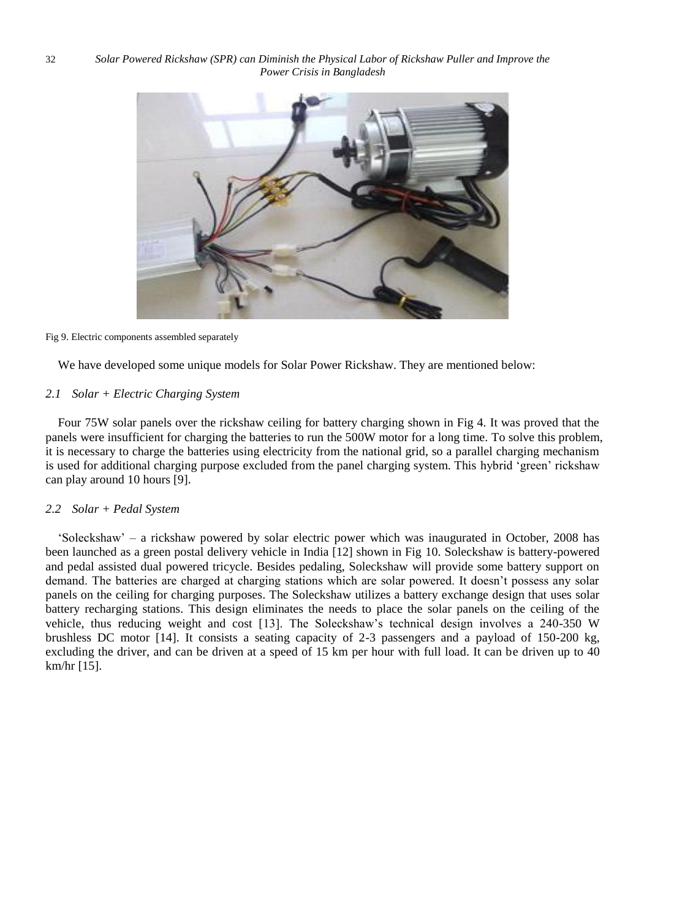Fig 9. Electric components assembled separately

We have developed some unique models for Solar Power Rickshaw. They are mentioned below:

### *2.1 Solar + Electric Charging System*

Four 75W solar panels over the rickshaw ceiling for battery charging shown in Fig 4. It was proved that the panels were insufficient for charging the batteries to run the 500W motor for a long time. To solve this problem, it is necessary to charge the batteries using electricity from the national grid, so a parallel charging mechanism is used for additional charging purpose excluded from the panel charging system. This hybrid 'green' rickshaw can play around 10 hours [9].

### *2.2 Solar + Pedal System*

'Soleckshaw' – a rickshaw powered by solar electric power which was inaugurated in October, 2008 has been launched as a green postal delivery vehicle in India [12] shown in Fig 10. Soleckshaw is battery-powered and pedal assisted dual powered tricycle. Besides pedaling, Soleckshaw will provide some battery support on demand. The batteries are charged at charging stations which are solar powered. It doesn't possess any solar panels on the ceiling for charging purposes. The Soleckshaw utilizes a battery exchange design that uses solar battery recharging stations. This design eliminates the needs to place the solar panels on the ceiling of the vehicle, thus reducing weight and cost [13]. The Soleckshaw's technical design involves a 240-350 W brushless DC motor [14]. It consists a seating capacity of 2-3 passengers and a payload of 150-200 kg, excluding the driver, and can be driven at a speed of 15 km per hour with full load. It can be driven up to 40 km/hr [15].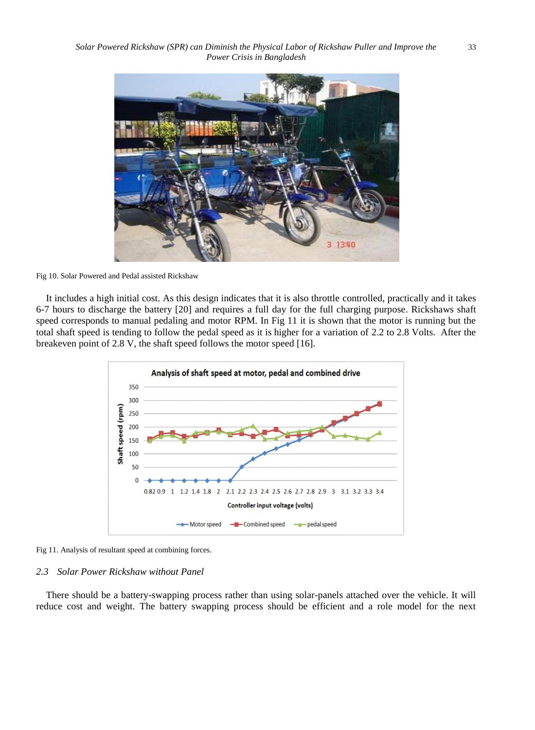Fig 10. Solar Powered and Pedal assisted Rickshaw

It includes a high initial cost. As this design indicates that it is also throttle controlled, practically and it takes 6-7 hours to discharge the battery [20] and requires a full day for the full charging purpose. Rickshaws shaft speed corresponds to manual pedaling and motor RPM. In Fig 11 it is shown that the motor is running but the total shaft speed is tending to follow the pedal speed as it is higher for a variation of 2.2 to 2.8 Volts. After the breakeven point of 2.8 V, the shaft speed follows the motor speed [16].

Fig 11. Analysis of resultant speed at combining forces.

### 2.3 Solar Power Rickshaw without Panel

There should be a battery-swapping process rather than using solar-panels attached over the vehicle. It will reduce cost and weight. The battery swapping process should be efficient and a role model for the next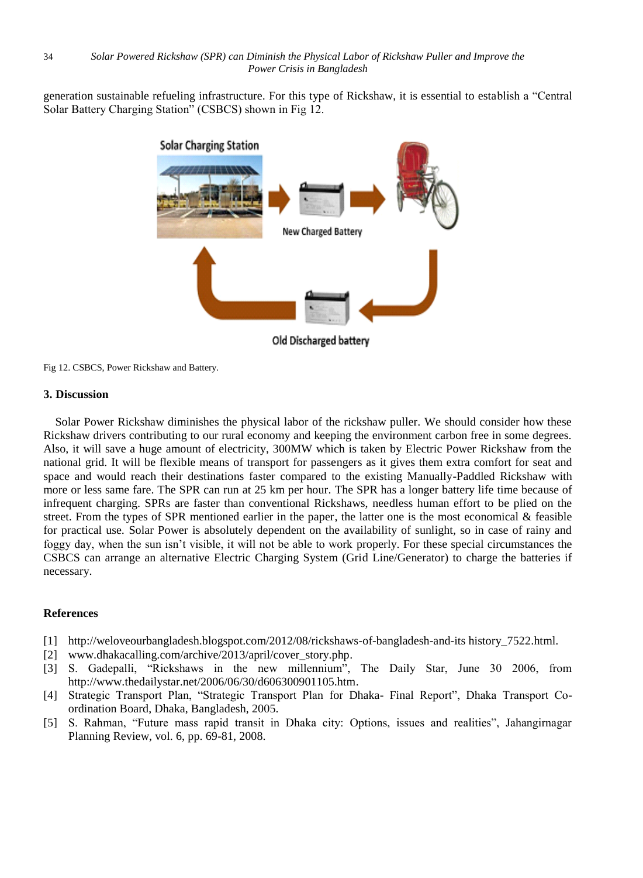generation sustainable refueling infrastructure. For this type of Rickshaw, it is essential to establish a "Central Solar Battery Charging Station" (CSBCS) shown in Fig 12.

Fig 12. CSBCS, Power Rickshaw and Battery.

### 3. Discussion

Solar Power Rickshaw diminishes the physical labor of the rickshaw puller. We should consider how these Rickshaw drivers contributing to our rural economy and keeping the environment carbon free in some degrees. Also, it will save a huge amount of electricity, 300MW which is taken by Electric Power Rickshaw from the national grid. It will be flexible means of transport for passengers as it gives them extra comfort for seat and space and would reach their destinations faster compared to the existing Manually-Paddled Rickshaw with more or less same fare. The SPR can run at 25 km per hour. The SPR has a longer battery life time because of infrequent charging. SPRs are faster than conventional Rickshaws, needless human effort to be plied on the street. From the types of SPR mentioned earlier in the paper, the latter one is the most economical & feasible for practical use. Solar Power is absolutely dependent on the availability of sunlight, so in case of rainy and foggy day, when the sun isn't visible, it will not be able to work properly. For these special circumstances the CSBCS can arrange an alternative Electric Charging System (Grid Line/Generator) to charge the batteries if necessary.

### References

[1] http://weloveourbangladesh.blogspot.com/2012/08/rickshaws-of-bangladesh-and-its history_7522.html.
[2] www.dhakacalling.com/archive/2013/april/cover_story.php.
[3] S. Gadepalli, "Rickshaws in the new millennium", The Daily Star, June 30 2006, from http://www.thedailystar.net/2006/06/30/d606300901105.htm.
[4] Strategic Transport Plan, "Strategic Transport Plan for Dhaka- Final Report", Dhaka Transport Co-ordination Board, Dhaka, Bangladesh, 2005.
[5] S. Rahman, "Future mass rapid transit in Dhaka city: Options, issues and realities", Jahangirnagar Planning Review, vol. 6, pp. 69-81, 2008.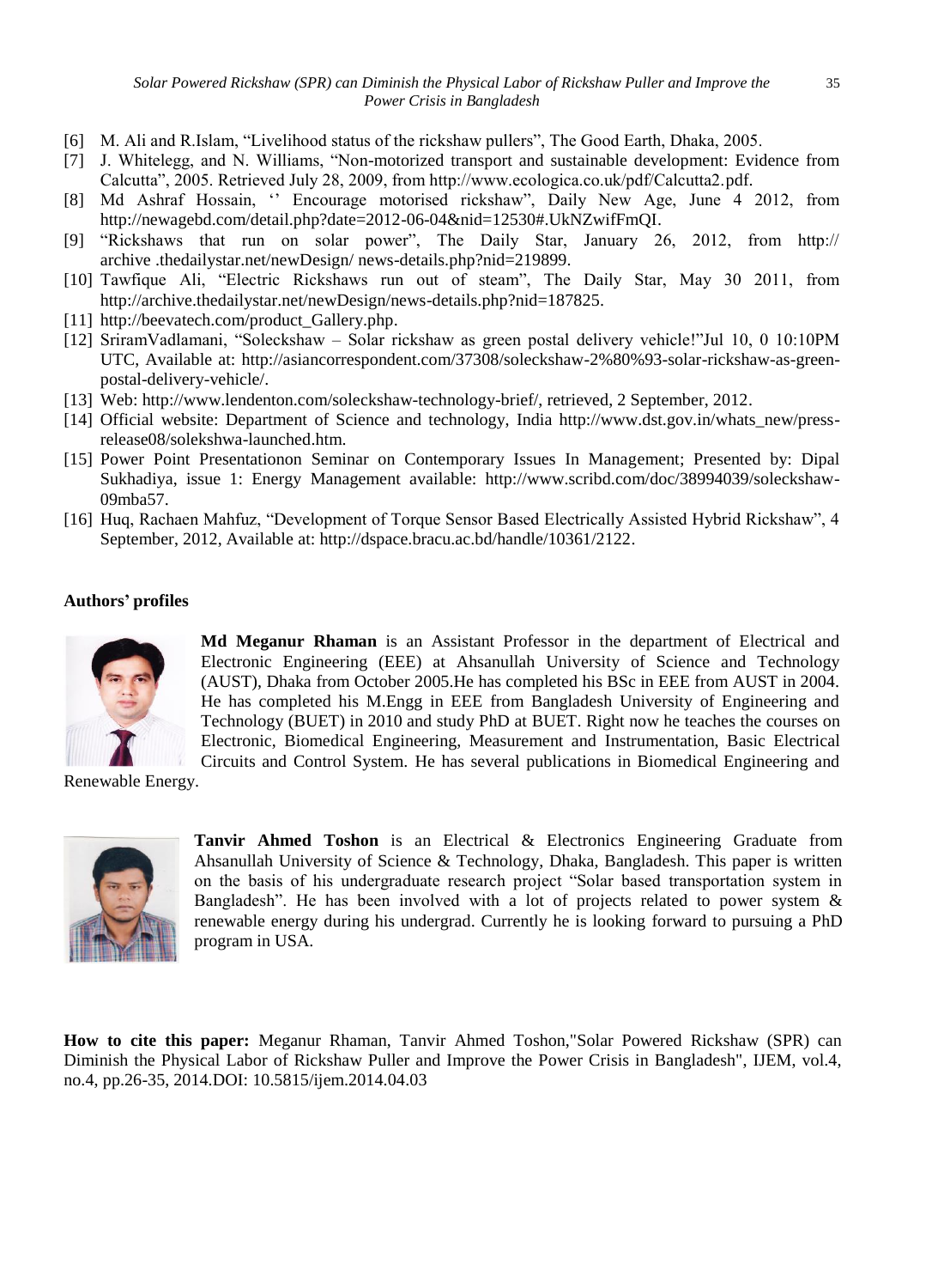[6] M. Ali and R.Islam, "Livelihood status of the rickshaw pullers", The Good Earth, Dhaka, 2005.

[7] J. Whitelegg, and N. Williams, "Non-motorized transport and sustainable development: Evidence from Calcutta", 2005. Retrieved July 28, 2009, from http://www.ecologica.co.uk/pdf/Calcutta2.pdf.

[8] Md Ashraf Hossain, '' Encourage motorised rickshaw", Daily New Age, June 4 2012, from http://newagebd.com/detail.php?date=2012-06-04&nid=12530#.UkNZwifFmQI.

[9] "Rickshaws that run on solar power", The Daily Star, January 26, 2012, from http:// archive .thedailystar.net/newDesign/ news-details.php?nid=219899.

[10] Tawfique Ali, "Electric Rickshaws run out of steam", The Daily Star, May 30 2011, from http://archive.thedailystar.net/newDesign/news-details.php?nid=187825.

[11] http://beevatech.com/product_Gallery.php.

[12] SriramVadlamani, "Soleckshaw – Solar rickshaw as green postal delivery vehicle!"Jul 10, 0 10:10PM UTC, Available at: http://asiancorrespondent.com/37308/soleckshaw-2%80%93-solar-rickshaw-as-green-postal-delivery-vehicle/.

[13] Web: http://www.lendenton.com/soleckshaw-technology-brief/, retrieved, 2 September, 2012.

[14] Official website: Department of Science and technology, India http://www.dst.gov.in/whats_new/press-release08/solekshwa-launched.htm.

[15] Power Point Presentationon Seminar on Contemporary Issues In Management; Presented by: Dipal Sukhadiya, issue 1: Energy Management available: http://www.scribd.com/doc/38994039/soleckshaw-09mba57.

[16] Huq, Rachaen Mahfuz, "Development of Torque Sensor Based Electrically Assisted Hybrid Rickshaw", 4 September, 2012, Available at: http://dspace.bracu.ac.bd/handle/10361/2122.

**Authors' profiles**

**Md Meganur Rhaman** is an Assistant Professor in the department of Electrical and Electronic Engineering (EEE) at Ahsanullah University of Science and Technology (AUST), Dhaka from October 2005.He has completed his BSc in EEE from AUST in 2004. He has completed his M.Engg in EEE from Bangladesh University of Engineering and Technology (BUET) in 2010 and study PhD at BUET. Right now he teaches the courses on Electronic, Biomedical Engineering, Measurement and Instrumentation, Basic Electrical Circuits and Control System. He has several publications in Biomedical Engineering and Renewable Energy.

**Tanvir Ahmed Toshon** is an Electrical & Electronics Engineering Graduate from Ahsanullah University of Science & Technology, Dhaka, Bangladesh. This paper is written on the basis of his undergraduate research project "Solar based transportation system in Bangladesh". He has been involved with a lot of projects related to power system & renewable energy during his undergrad. Currently he is looking forward to pursuing a PhD program in USA.

**How to cite this paper:** Meganur Rhaman, Tanvir Ahmed Toshon,"Solar Powered Rickshaw (SPR) can Diminish the Physical Labor of Rickshaw Puller and Improve the Power Crisis in Bangladesh", IJEM, vol.4, no.4, pp.26-35, 2014.DOI: 10.5815/ijem.2014.04.03